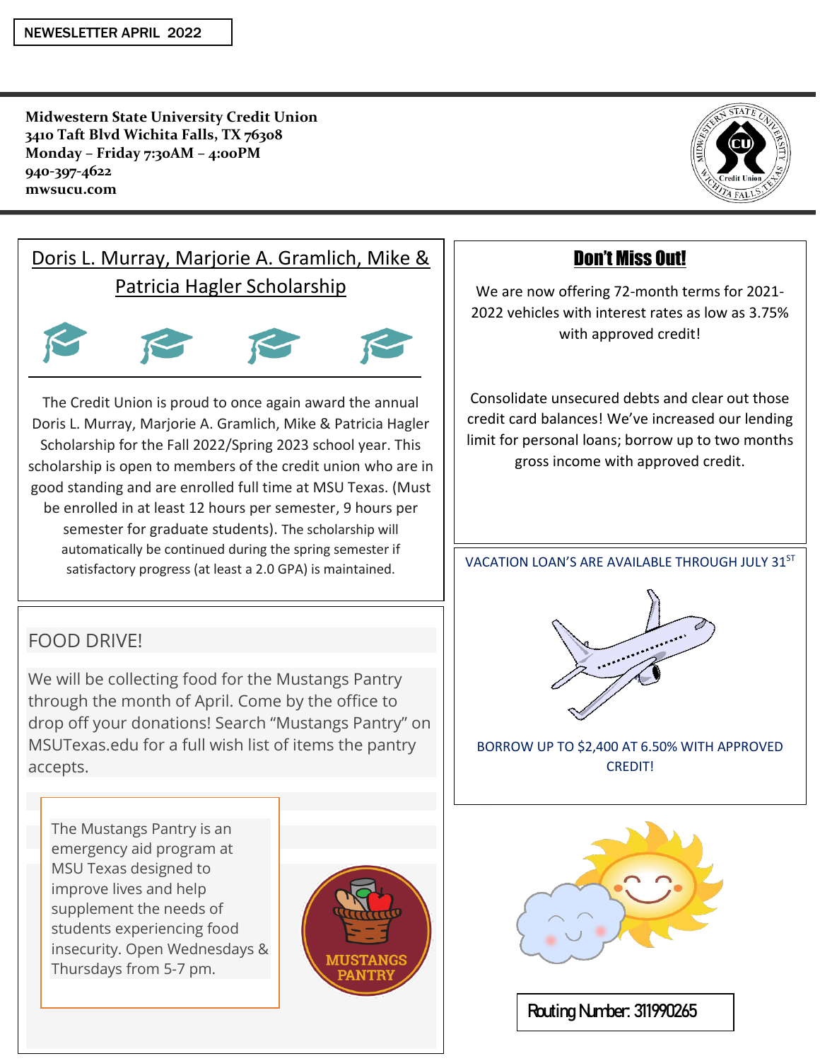NEWESLETTER APRIL 2022

**Midwestern State University Credit Union**
**3410 Taft Blvd Wichita Falls, TX 76308**
**Monday – Friday 7:30AM – 4:00PM**
**940-397-4622**
**mwsucu.com**

## Doris L. Murray, Marjorie A. Gramlich, Mike & Patricia Hagler Scholarship

The Credit Union is proud to once again award the annual Doris L. Murray, Marjorie A. Gramlich, Mike & Patricia Hagler Scholarship for the Fall 2022/Spring 2023 school year. This scholarship is open to members of the credit union who are in good standing and are enrolled full time at MSU Texas. (Must be enrolled in at least 12 hours per semester, 9 hours per semester for graduate students). The scholarship will automatically be continued during the spring semester if satisfactory progress (at least a 2.0 GPA) is maintained.

## FOOD DRIVE!

We will be collecting food for the Mustangs Pantry through the month of April. Come by the office to drop off your donations! Search "Mustangs Pantry" on MSUTexas.edu for a full wish list of items the pantry accepts.

The Mustangs Pantry is an emergency aid program at MSU Texas designed to improve lives and help supplement the needs of students experiencing food insecurity. Open Wednesdays & Thursdays from 5-7 pm.

MUSTANGS PANTRY

## Don't Miss Out!

We are now offering 72-month terms for 2021-2022 vehicles with interest rates as low as 3.75% with approved credit!

Consolidate unsecured debts and clear out those credit card balances! We've increased our lending limit for personal loans; borrow up to two months gross income with approved credit.

VACATION LOAN'S ARE AVAILABLE THROUGH JULY 31ST

BORROW UP TO $2,400 AT 6.50% WITH APPROVED CREDIT!

Routing Number: 311990265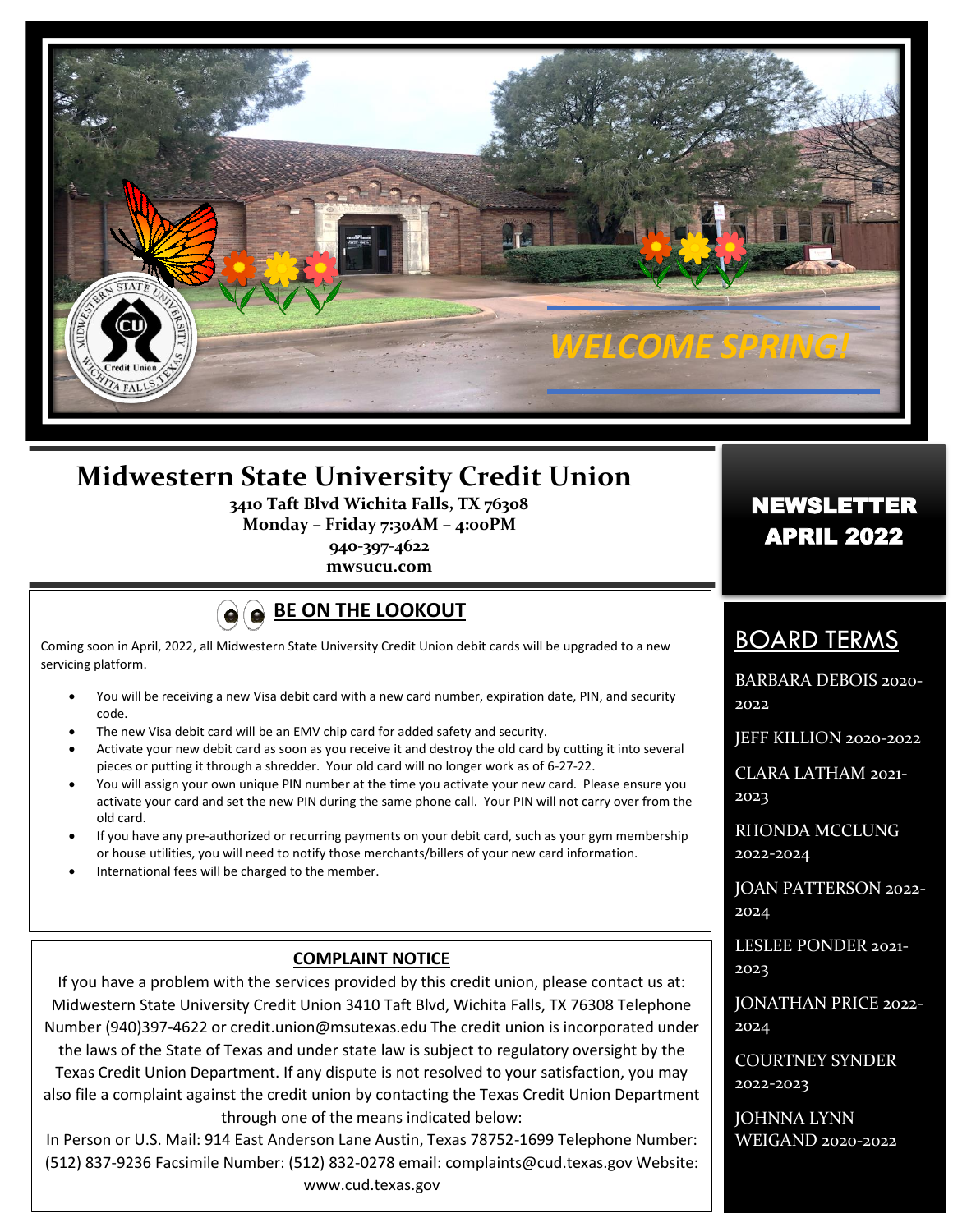WELCOME SPRING!

# Midwestern State University Credit Union

**3410 Taft Blvd Wichita Falls, TX 76308**
**Monday – Friday 7:30AM – 4:00PM**
**940-397-4622**
**mwsucu.com**

## NEWSLETTER APRIL 2022

## BE ON THE LOOKOUT

Coming soon in April, 2022, all Midwestern State University Credit Union debit cards will be upgraded to a new servicing platform.

- You will be receiving a new Visa debit card with a new card number, expiration date, PIN, and security code.
- The new Visa debit card will be an EMV chip card for added safety and security.
- Activate your new debit card as soon as you receive it and destroy the old card by cutting it into several pieces or putting it through a shredder. Your old card will no longer work as of 6-27-22.
- You will assign your own unique PIN number at the time you activate your new card. Please ensure you activate your card and set the new PIN during the same phone call. Your PIN will not carry over from the old card.
- If you have any pre-authorized or recurring payments on your debit card, such as your gym membership or house utilities, you will need to notify those merchants/billers of your new card information.
- International fees will be charged to the member.

## COMPLAINT NOTICE

If you have a problem with the services provided by this credit union, please contact us at: Midwestern State University Credit Union 3410 Taft Blvd, Wichita Falls, TX 76308 Telephone Number (940)397-4622 or credit.union@msutexas.edu The credit union is incorporated under the laws of the State of Texas and under state law is subject to regulatory oversight by the Texas Credit Union Department. If any dispute is not resolved to your satisfaction, you may also file a complaint against the credit union by contacting the Texas Credit Union Department through one of the means indicated below:
In Person or U.S. Mail: 914 East Anderson Lane Austin, Texas 78752-1699 Telephone Number: (512) 837-9236 Facsimile Number: (512) 832-0278 email: complaints@cud.texas.gov Website: www.cud.texas.gov

## BOARD TERMS

BARBARA DEBOIS 2020-2022

JEFF KILLION 2020-2022

CLARA LATHAM 2021-2023

RHONDA MCCLUNG 2022-2024

JOAN PATTERSON 2022-2024

LESLEE PONDER 2021-2023

JONATHAN PRICE 2022-2024

COURTNEY SYNDER 2022-2023

JOHNNA LYNN WEIGAND 2020-2022